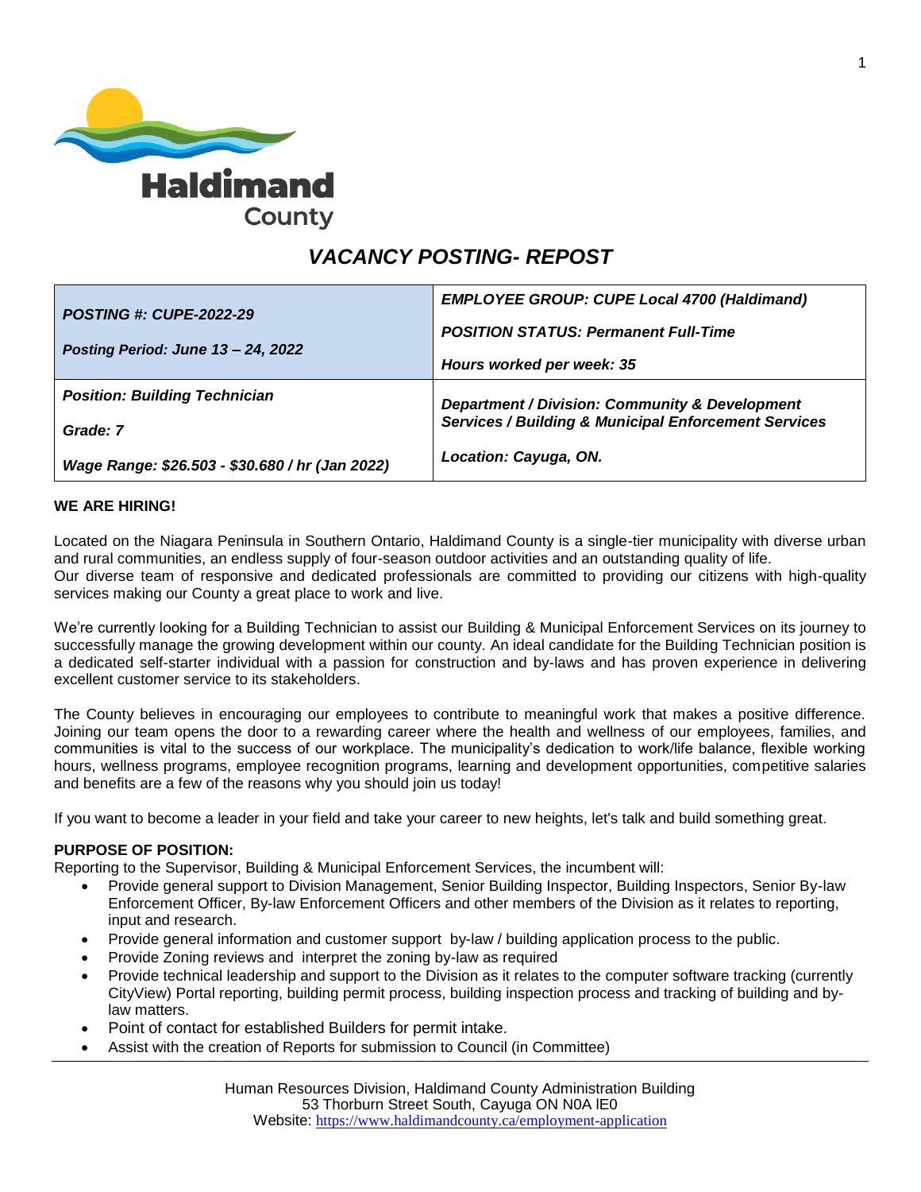Haldimand County

# *VACANCY POSTING- REPOST*

| | |
|---|---|
| ***POSTING #: CUPE-2022-29*** <br><br> ***Posting Period: June 13 – 24, 2022*** | ***EMPLOYEE GROUP: CUPE Local 4700 (Haldimand)*** <br><br> ***POSITION STATUS: Permanent Full-Time*** <br><br> ***Hours worked per week: 35*** |
| ***Position: Building Technician*** <br><br> ***Grade: 7*** <br><br> ***Wage Range: $26.503 - $30.680 / hr (Jan 2022)*** | ***Department / Division: Community & Development Services / Building & Municipal Enforcement Services*** <br><br> ***Location: Cayuga, ON.*** |

**WE ARE HIRING!**

Located on the Niagara Peninsula in Southern Ontario, Haldimand County is a single-tier municipality with diverse urban and rural communities, an endless supply of four-season outdoor activities and an outstanding quality of life. Our diverse team of responsive and dedicated professionals are committed to providing our citizens with high-quality services making our County a great place to work and live.

We're currently looking for a Building Technician to assist our Building & Municipal Enforcement Services on its journey to successfully manage the growing development within our county. An ideal candidate for the Building Technician position is a dedicated self-starter individual with a passion for construction and by-laws and has proven experience in delivering excellent customer service to its stakeholders.

The County believes in encouraging our employees to contribute to meaningful work that makes a positive difference. Joining our team opens the door to a rewarding career where the health and wellness of our employees, families, and communities is vital to the success of our workplace. The municipality's dedication to work/life balance, flexible working hours, wellness programs, employee recognition programs, learning and development opportunities, competitive salaries and benefits are a few of the reasons why you should join us today!

If you want to become a leader in your field and take your career to new heights, let's talk and build something great.

**PURPOSE OF POSITION:**

Reporting to the Supervisor, Building & Municipal Enforcement Services, the incumbent will:

- Provide general support to Division Management, Senior Building Inspector, Building Inspectors, Senior By-law Enforcement Officer, By-law Enforcement Officers and other members of the Division as it relates to reporting, input and research.
- Provide general information and customer support by-law / building application process to the public.
- Provide Zoning reviews and interpret the zoning by-law as required
- Provide technical leadership and support to the Division as it relates to the computer software tracking (currently CityView) Portal reporting, building permit process, building inspection process and tracking of building and by-law matters.
- Point of contact for established Builders for permit intake.
- Assist with the creation of Reports for submission to Council (in Committee)

Human Resources Division, Haldimand County Administration Building
53 Thorburn Street South, Cayuga ON N0A lE0
Website: https://www.haldimandcounty.ca/employment-application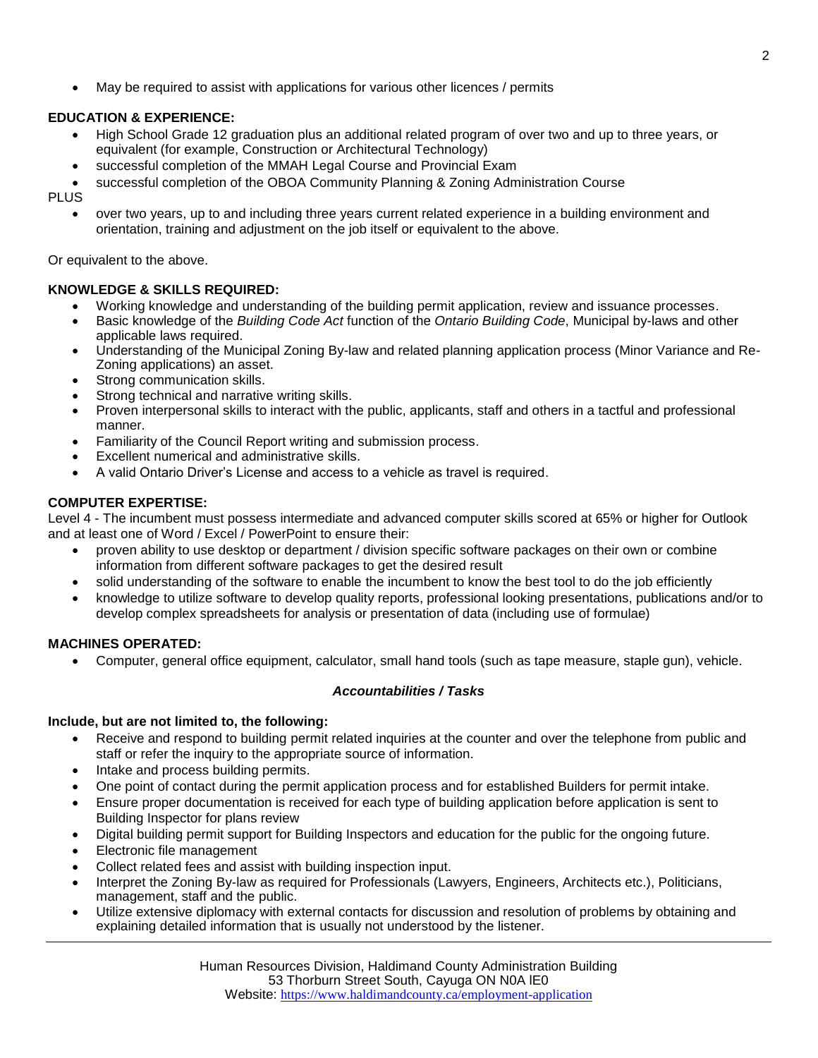- May be required to assist with applications for various other licences / permits

**EDUCATION & EXPERIENCE:**

- High School Grade 12 graduation plus an additional related program of over two and up to three years, or equivalent (for example, Construction or Architectural Technology)
- successful completion of the MMAH Legal Course and Provincial Exam
- successful completion of the OBOA Community Planning & Zoning Administration Course

PLUS

- over two years, up to and including three years current related experience in a building environment and orientation, training and adjustment on the job itself or equivalent to the above.

Or equivalent to the above.

**KNOWLEDGE & SKILLS REQUIRED:**

- Working knowledge and understanding of the building permit application, review and issuance processes.
- Basic knowledge of the *Building Code Act* function of the *Ontario Building Code*, Municipal by-laws and other applicable laws required.
- Understanding of the Municipal Zoning By-law and related planning application process (Minor Variance and Re-Zoning applications) an asset.
- Strong communication skills.
- Strong technical and narrative writing skills.
- Proven interpersonal skills to interact with the public, applicants, staff and others in a tactful and professional manner.
- Familiarity of the Council Report writing and submission process.
- Excellent numerical and administrative skills.
- A valid Ontario Driver's License and access to a vehicle as travel is required.

**COMPUTER EXPERTISE:**

Level 4 - The incumbent must possess intermediate and advanced computer skills scored at 65% or higher for Outlook and at least one of Word / Excel / PowerPoint to ensure their:

- proven ability to use desktop or department / division specific software packages on their own or combine information from different software packages to get the desired result
- solid understanding of the software to enable the incumbent to know the best tool to do the job efficiently
- knowledge to utilize software to develop quality reports, professional looking presentations, publications and/or to develop complex spreadsheets for analysis or presentation of data (including use of formulae)

**MACHINES OPERATED:**

- Computer, general office equipment, calculator, small hand tools (such as tape measure, staple gun), vehicle.

***Accountabilities / Tasks***

**Include, but are not limited to, the following:**

- Receive and respond to building permit related inquiries at the counter and over the telephone from public and staff or refer the inquiry to the appropriate source of information.
- Intake and process building permits.
- One point of contact during the permit application process and for established Builders for permit intake.
- Ensure proper documentation is received for each type of building application before application is sent to Building Inspector for plans review
- Digital building permit support for Building Inspectors and education for the public for the ongoing future.
- Electronic file management
- Collect related fees and assist with building inspection input.
- Interpret the Zoning By-law as required for Professionals (Lawyers, Engineers, Architects etc.), Politicians, management, staff and the public.
- Utilize extensive diplomacy with external contacts for discussion and resolution of problems by obtaining and explaining detailed information that is usually not understood by the listener.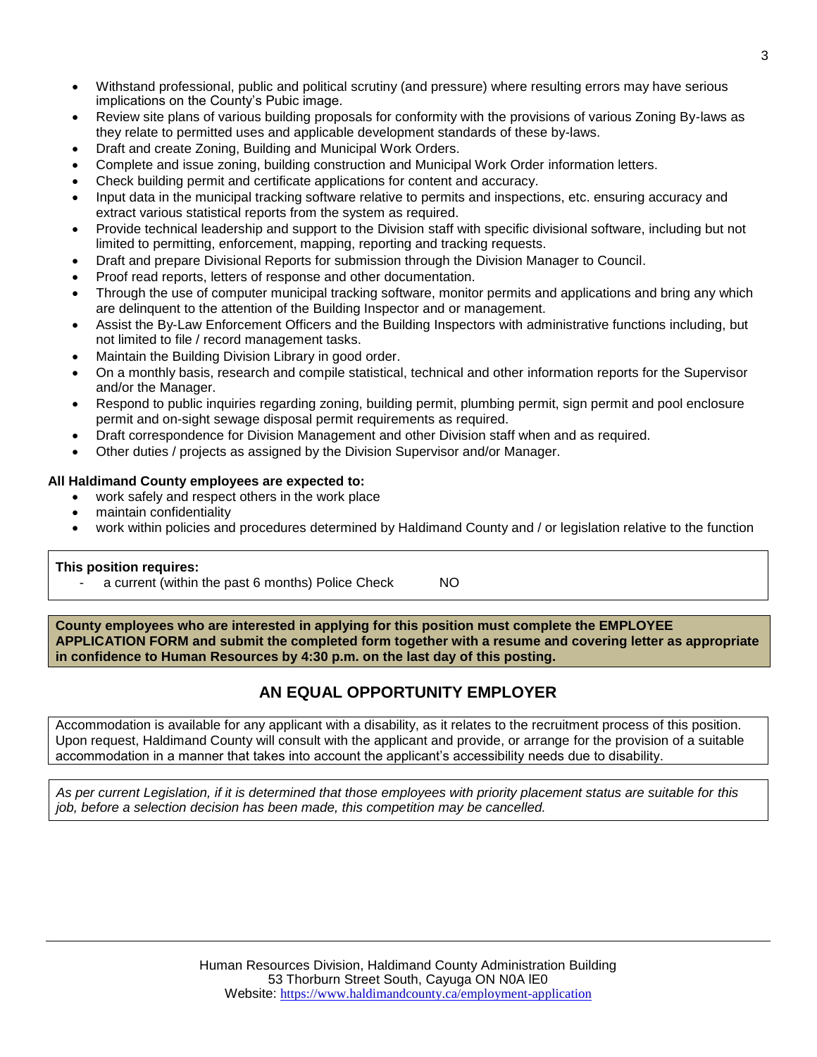- Withstand professional, public and political scrutiny (and pressure) where resulting errors may have serious implications on the County's Pubic image.
- Review site plans of various building proposals for conformity with the provisions of various Zoning By-laws as they relate to permitted uses and applicable development standards of these by-laws.
- Draft and create Zoning, Building and Municipal Work Orders.
- Complete and issue zoning, building construction and Municipal Work Order information letters.
- Check building permit and certificate applications for content and accuracy.
- Input data in the municipal tracking software relative to permits and inspections, etc. ensuring accuracy and extract various statistical reports from the system as required.
- Provide technical leadership and support to the Division staff with specific divisional software, including but not limited to permitting, enforcement, mapping, reporting and tracking requests.
- Draft and prepare Divisional Reports for submission through the Division Manager to Council.
- Proof read reports, letters of response and other documentation.
- Through the use of computer municipal tracking software, monitor permits and applications and bring any which are delinquent to the attention of the Building Inspector and or management.
- Assist the By-Law Enforcement Officers and the Building Inspectors with administrative functions including, but not limited to file / record management tasks.
- Maintain the Building Division Library in good order.
- On a monthly basis, research and compile statistical, technical and other information reports for the Supervisor and/or the Manager.
- Respond to public inquiries regarding zoning, building permit, plumbing permit, sign permit and pool enclosure permit and on-sight sewage disposal permit requirements as required.
- Draft correspondence for Division Management and other Division staff when and as required.
- Other duties / projects as assigned by the Division Supervisor and/or Manager.

**All Haldimand County employees are expected to:**

- work safely and respect others in the work place
- maintain confidentiality
- work within policies and procedures determined by Haldimand County and / or legislation relative to the function

**This position requires:**

- a current (within the past 6 months) Police Check NO

**County employees who are interested in applying for this position must complete the EMPLOYEE APPLICATION FORM and submit the completed form together with a resume and covering letter as appropriate in confidence to Human Resources by 4:30 p.m. on the last day of this posting.**

## AN EQUAL OPPORTUNITY EMPLOYER

Accommodation is available for any applicant with a disability, as it relates to the recruitment process of this position. Upon request, Haldimand County will consult with the applicant and provide, or arrange for the provision of a suitable accommodation in a manner that takes into account the applicant's accessibility needs due to disability.

*As per current Legislation, if it is determined that those employees with priority placement status are suitable for this job, before a selection decision has been made, this competition may be cancelled.*

Human Resources Division, Haldimand County Administration Building
53 Thorburn Street South, Cayuga ON N0A lE0
Website: https://www.haldimandcounty.ca/employment-application